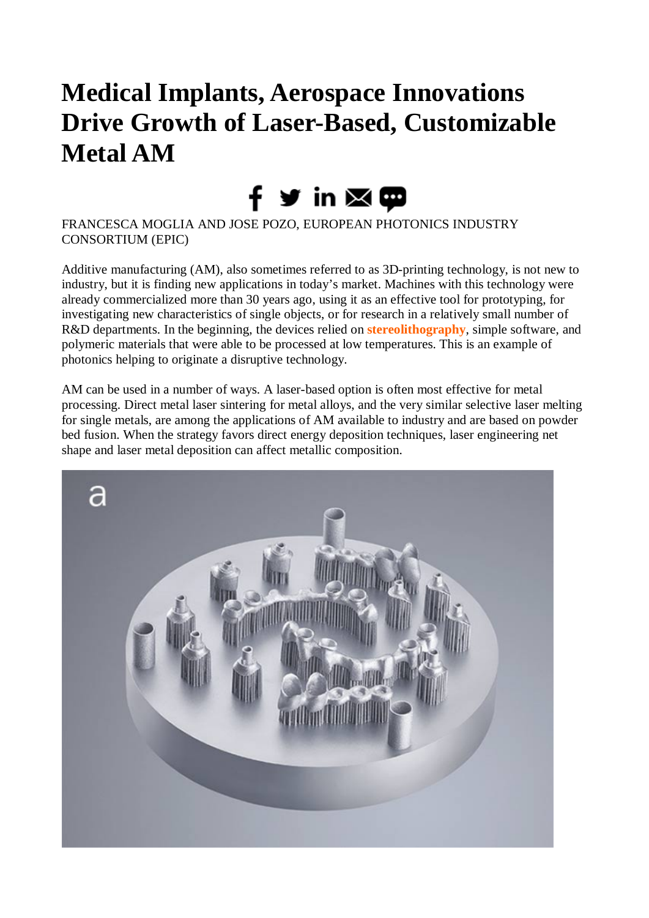# Medical Implants, Aerospace Innovations Drive Growth of Laser-Based, Customizable Metal AM

FRANCESCA MOGLIA AND JOSE POZO, EUROPEAN PHOTONICS INDUSTRY CONSORTIUM (EPIC)

Additive manufacturing (AM), also sometimes referred to as 3D-printing technology, is not new to industry, but it is finding new applications in today's market. Machines with this technology were already commercialized more than 30 years ago, using it as an effective tool for prototyping, for investigating new characteristics of single objects, or for research in a relatively small number of R&D departments. In the beginning, the devices relied on **stereolithography**, simple software, and polymeric materials that were able to be processed at low temperatures. This is an example of photonics helping to originate a disruptive technology.

AM can be used in a number of ways. A laser-based option is often most effective for metal processing. Direct metal laser sintering for metal alloys, and the very similar selective laser melting for single metals, are among the applications of AM available to industry and are based on powder bed fusion. When the strategy favors direct energy deposition techniques, laser engineering net shape and laser metal deposition can affect metallic composition.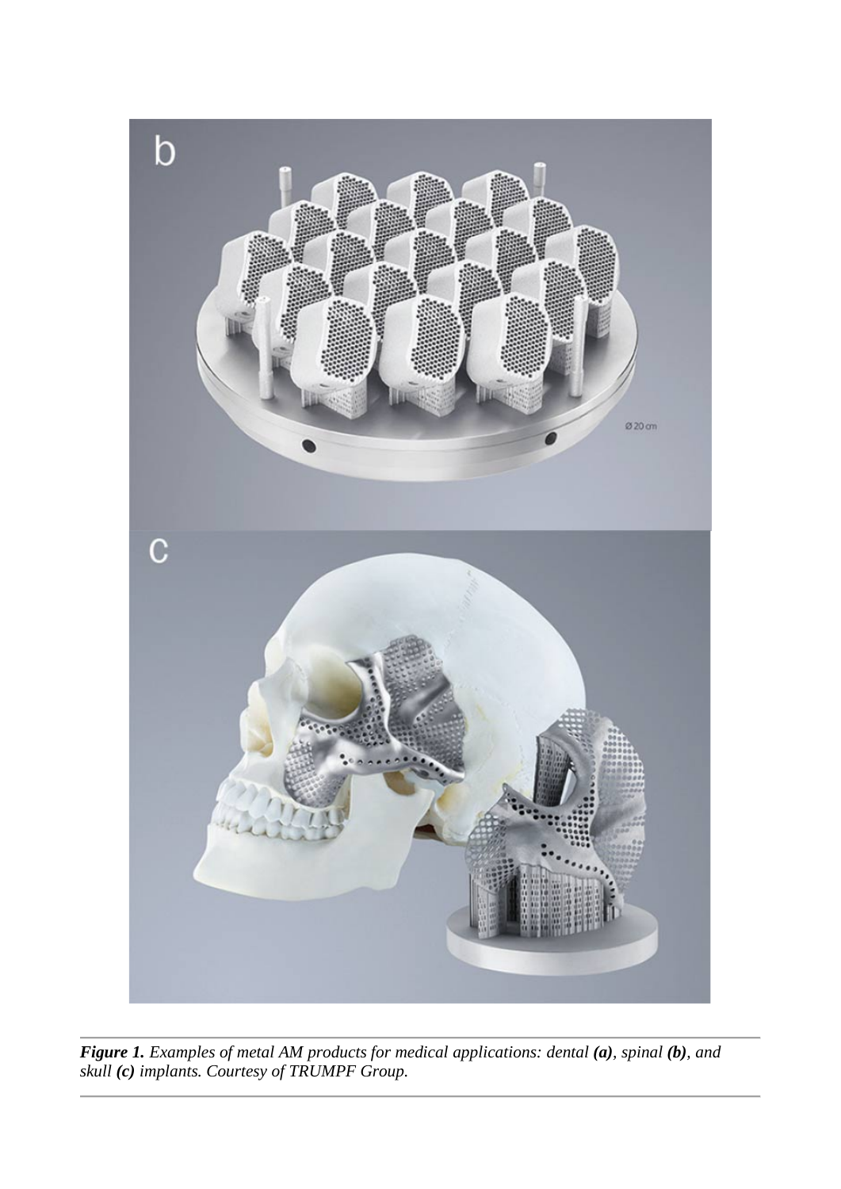***Figure 1.*** *Examples of metal AM products for medical applications: dental **(a)**, spinal **(b)**, and skull **(c)** implants. Courtesy of TRUMPF Group.*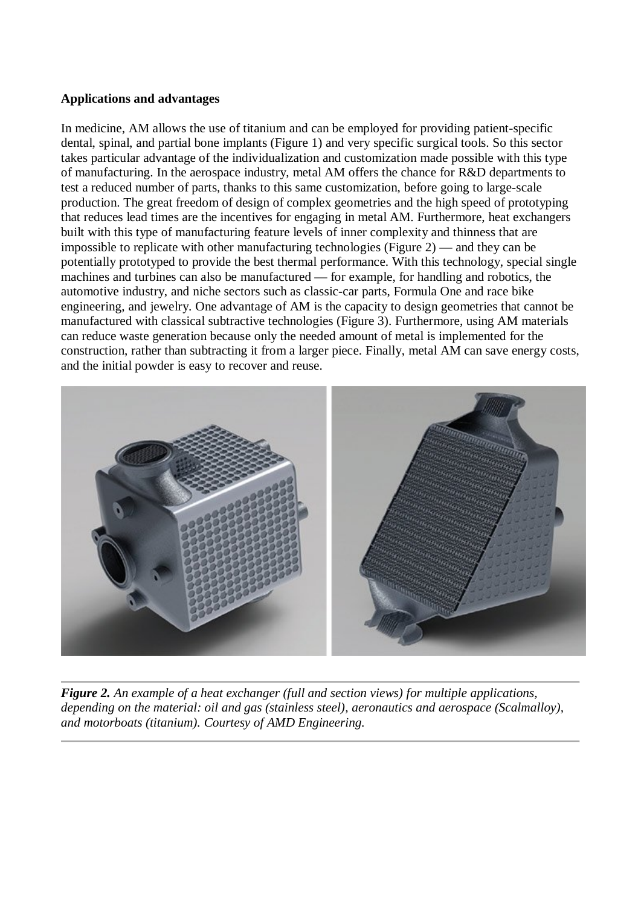**Applications and advantages**

In medicine, AM allows the use of titanium and can be employed for providing patient-specific dental, spinal, and partial bone implants (Figure 1) and very specific surgical tools. So this sector takes particular advantage of the individualization and customization made possible with this type of manufacturing. In the aerospace industry, metal AM offers the chance for R&D departments to test a reduced number of parts, thanks to this same customization, before going to large-scale production. The great freedom of design of complex geometries and the high speed of prototyping that reduces lead times are the incentives for engaging in metal AM. Furthermore, heat exchangers built with this type of manufacturing feature levels of inner complexity and thinness that are impossible to replicate with other manufacturing technologies (Figure 2) — and they can be potentially prototyped to provide the best thermal performance. With this technology, special single machines and turbines can also be manufactured — for example, for handling and robotics, the automotive industry, and niche sectors such as classic-car parts, Formula One and race bike engineering, and jewelry. One advantage of AM is the capacity to design geometries that cannot be manufactured with classical subtractive technologies (Figure 3). Furthermore, using AM materials can reduce waste generation because only the needed amount of metal is implemented for the construction, rather than subtracting it from a larger piece. Finally, metal AM can save energy costs, and the initial powder is easy to recover and reuse.

***Figure 2.*** *An example of a heat exchanger (full and section views) for multiple applications, depending on the material: oil and gas (stainless steel), aeronautics and aerospace (Scalmalloy), and motorboats (titanium). Courtesy of AMD Engineering.*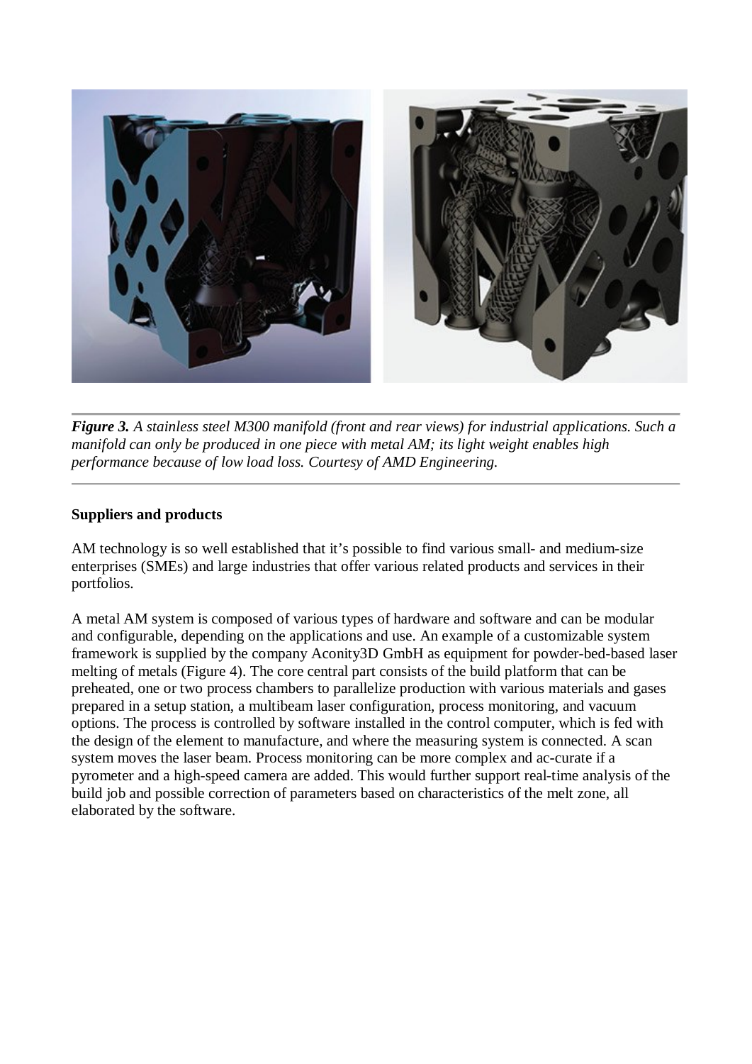*__Figure 3.__ A stainless steel M300 manifold (front and rear views) for industrial applications. Such a manifold can only be produced in one piece with metal AM; its light weight enables high performance because of low load loss. Courtesy of AMD Engineering.*

**Suppliers and products**

AM technology is so well established that it's possible to find various small- and medium-size enterprises (SMEs) and large industries that offer various related products and services in their portfolios.

A metal AM system is composed of various types of hardware and software and can be modular and configurable, depending on the applications and use. An example of a customizable system framework is supplied by the company Aconity3D GmbH as equipment for powder-bed-based laser melting of metals (Figure 4). The core central part consists of the build platform that can be preheated, one or two process chambers to parallelize production with various materials and gases prepared in a setup station, a multibeam laser configuration, process monitoring, and vacuum options. The process is controlled by software installed in the control computer, which is fed with the design of the element to manufacture, and where the measuring system is connected. A scan system moves the laser beam. Process monitoring can be more complex and ac-curate if a pyrometer and a high-speed camera are added. This would further support real-time analysis of the build job and possible correction of parameters based on characteristics of the melt zone, all elaborated by the software.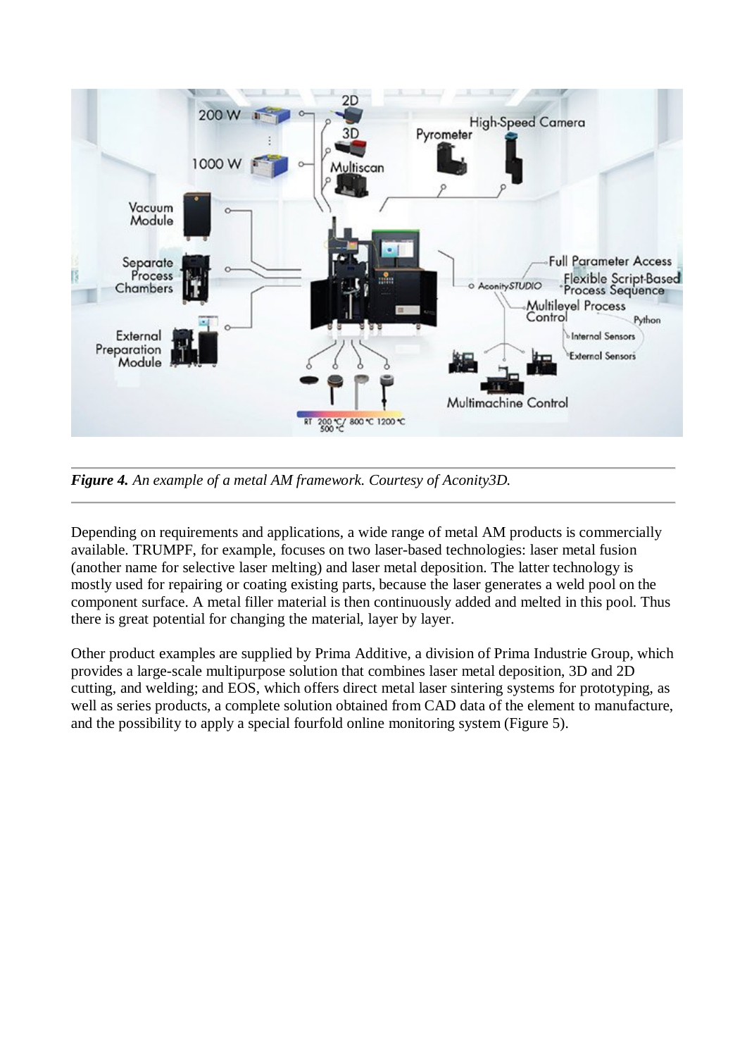*Figure 4. An example of a metal AM framework. Courtesy of Aconity3D.*

Depending on requirements and applications, a wide range of metal AM products is commercially available. TRUMPF, for example, focuses on two laser-based technologies: laser metal fusion (another name for selective laser melting) and laser metal deposition. The latter technology is mostly used for repairing or coating existing parts, because the laser generates a weld pool on the component surface. A metal filler material is then continuously added and melted in this pool. Thus there is great potential for changing the material, layer by layer.

Other product examples are supplied by Prima Additive, a division of Prima Industrie Group, which provides a large-scale multipurpose solution that combines laser metal deposition, 3D and 2D cutting, and welding; and EOS, which offers direct metal laser sintering systems for prototyping, as well as series products, a complete solution obtained from CAD data of the element to manufacture, and the possibility to apply a special fourfold online monitoring system (Figure 5).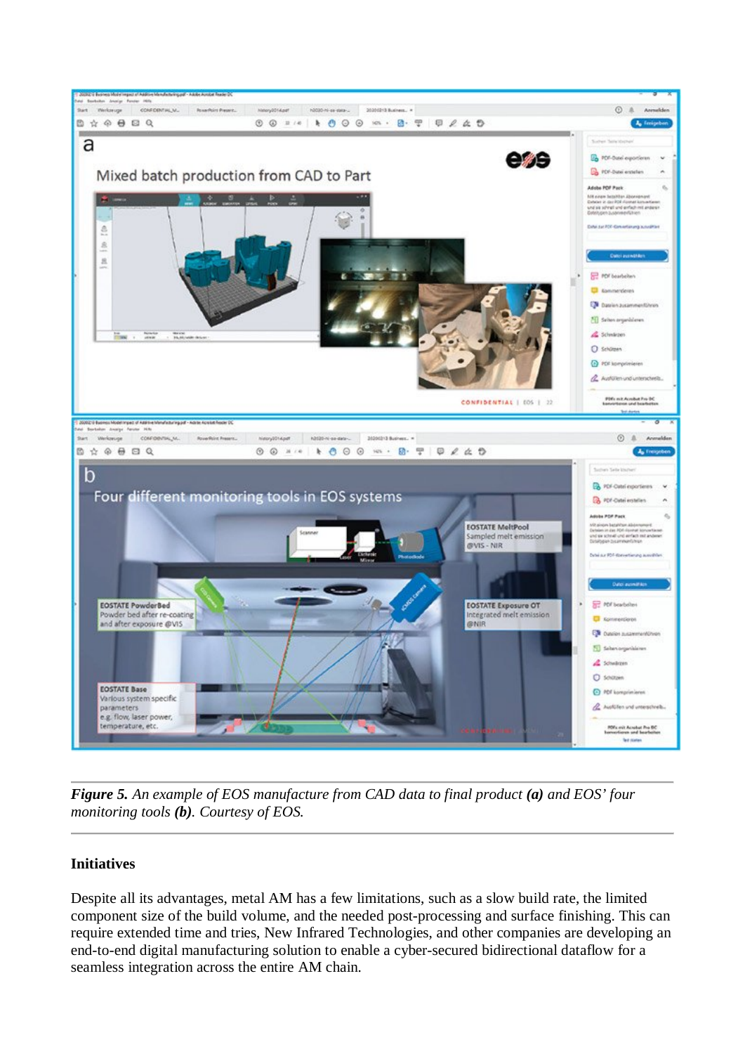*Figure 5. An example of EOS manufacture from CAD data to final product **(a)** and EOS' four monitoring tools **(b)**. Courtesy of EOS.*

**Initiatives**

Despite all its advantages, metal AM has a few limitations, such as a slow build rate, the limited component size of the build volume, and the needed post-processing and surface finishing. This can require extended time and tries, New Infrared Technologies, and other companies are developing an end-to-end digital manufacturing solution to enable a cyber-secured bidirectional dataflow for a seamless integration across the entire AM chain.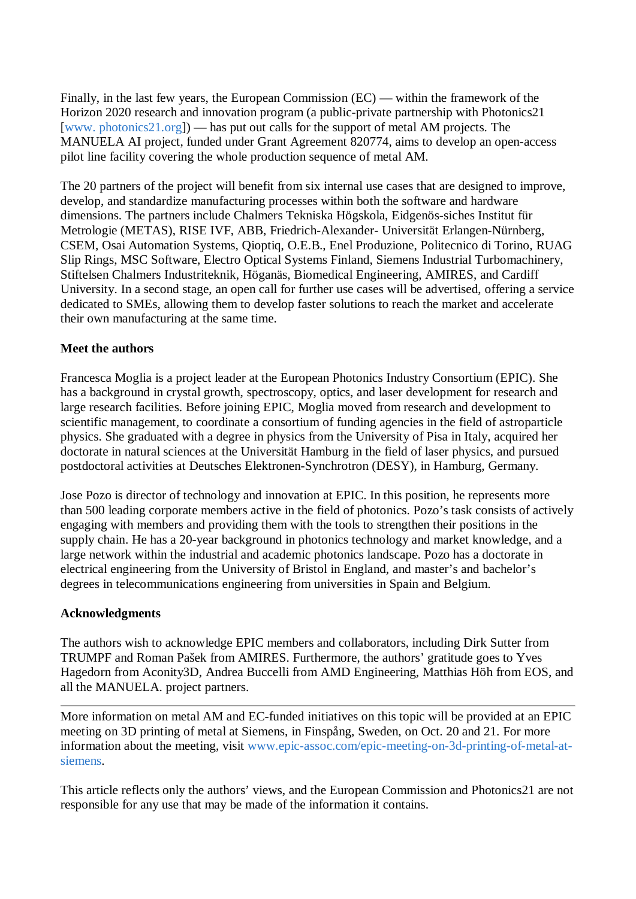Finally, in the last few years, the European Commission (EC) — within the framework of the Horizon 2020 research and innovation program (a public-private partnership with Photonics21 [www. photonics21.org]) — has put out calls for the support of metal AM projects. The MANUELA AI project, funded under Grant Agreement 820774, aims to develop an open-access pilot line facility covering the whole production sequence of metal AM.

The 20 partners of the project will benefit from six internal use cases that are designed to improve, develop, and standardize manufacturing processes within both the software and hardware dimensions. The partners include Chalmers Tekniska Högskola, Eidgenös-siches Institut für Metrologie (METAS), RISE IVF, ABB, Friedrich-Alexander- Universität Erlangen-Nürnberg, CSEM, Osai Automation Systems, Qioptiq, O.E.B., Enel Produzione, Politecnico di Torino, RUAG Slip Rings, MSC Software, Electro Optical Systems Finland, Siemens Industrial Turbomachinery, Stiftelsen Chalmers Industriteknik, Höganäs, Biomedical Engineering, AMIRES, and Cardiff University. In a second stage, an open call for further use cases will be advertised, offering a service dedicated to SMEs, allowing them to develop faster solutions to reach the market and accelerate their own manufacturing at the same time.

**Meet the authors**

Francesca Moglia is a project leader at the European Photonics Industry Consortium (EPIC). She has a background in crystal growth, spectroscopy, optics, and laser development for research and large research facilities. Before joining EPIC, Moglia moved from research and development to scientific management, to coordinate a consortium of funding agencies in the field of astroparticle physics. She graduated with a degree in physics from the University of Pisa in Italy, acquired her doctorate in natural sciences at the Universität Hamburg in the field of laser physics, and pursued postdoctoral activities at Deutsches Elektronen-Synchrotron (DESY), in Hamburg, Germany.

Jose Pozo is director of technology and innovation at EPIC. In this position, he represents more than 500 leading corporate members active in the field of photonics. Pozo's task consists of actively engaging with members and providing them with the tools to strengthen their positions in the supply chain. He has a 20-year background in photonics technology and market knowledge, and a large network within the industrial and academic photonics landscape. Pozo has a doctorate in electrical engineering from the University of Bristol in England, and master's and bachelor's degrees in telecommunications engineering from universities in Spain and Belgium.

**Acknowledgments**

The authors wish to acknowledge EPIC members and collaborators, including Dirk Sutter from TRUMPF and Roman Pašek from AMIRES. Furthermore, the authors' gratitude goes to Yves Hagedorn from Aconity3D, Andrea Buccelli from AMD Engineering, Matthias Höh from EOS, and all the MANUELA. project partners.

---

More information on metal AM and EC-funded initiatives on this topic will be provided at an EPIC meeting on 3D printing of metal at Siemens, in Finspång, Sweden, on Oct. 20 and 21. For more information about the meeting, visit www.epic-assoc.com/epic-meeting-on-3d-printing-of-metal-at-siemens.

This article reflects only the authors' views, and the European Commission and Photonics21 are not responsible for any use that may be made of the information it contains.